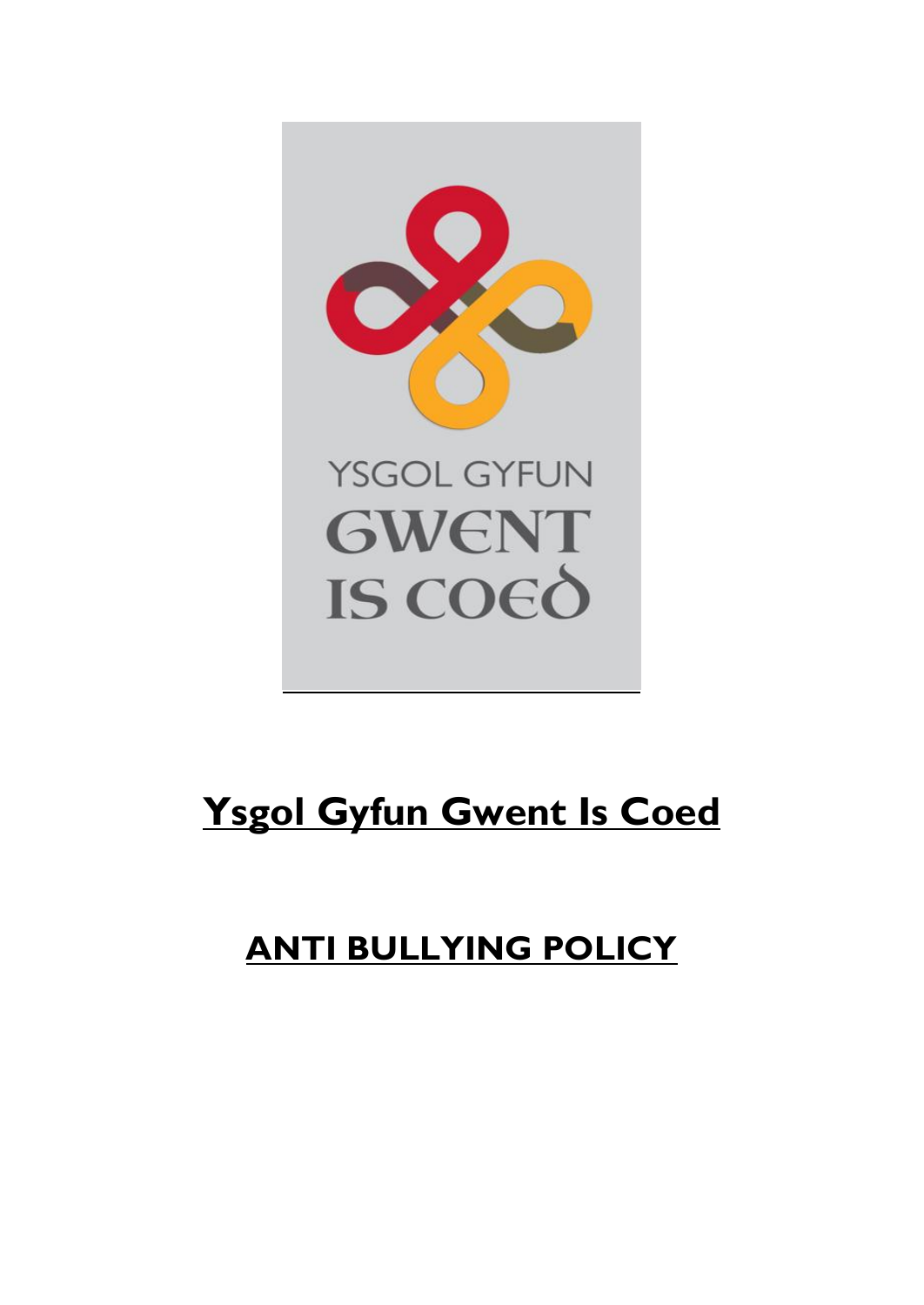# Ysgol Gyfun Gwent Is Coed

## ANTI BULLYING POLICY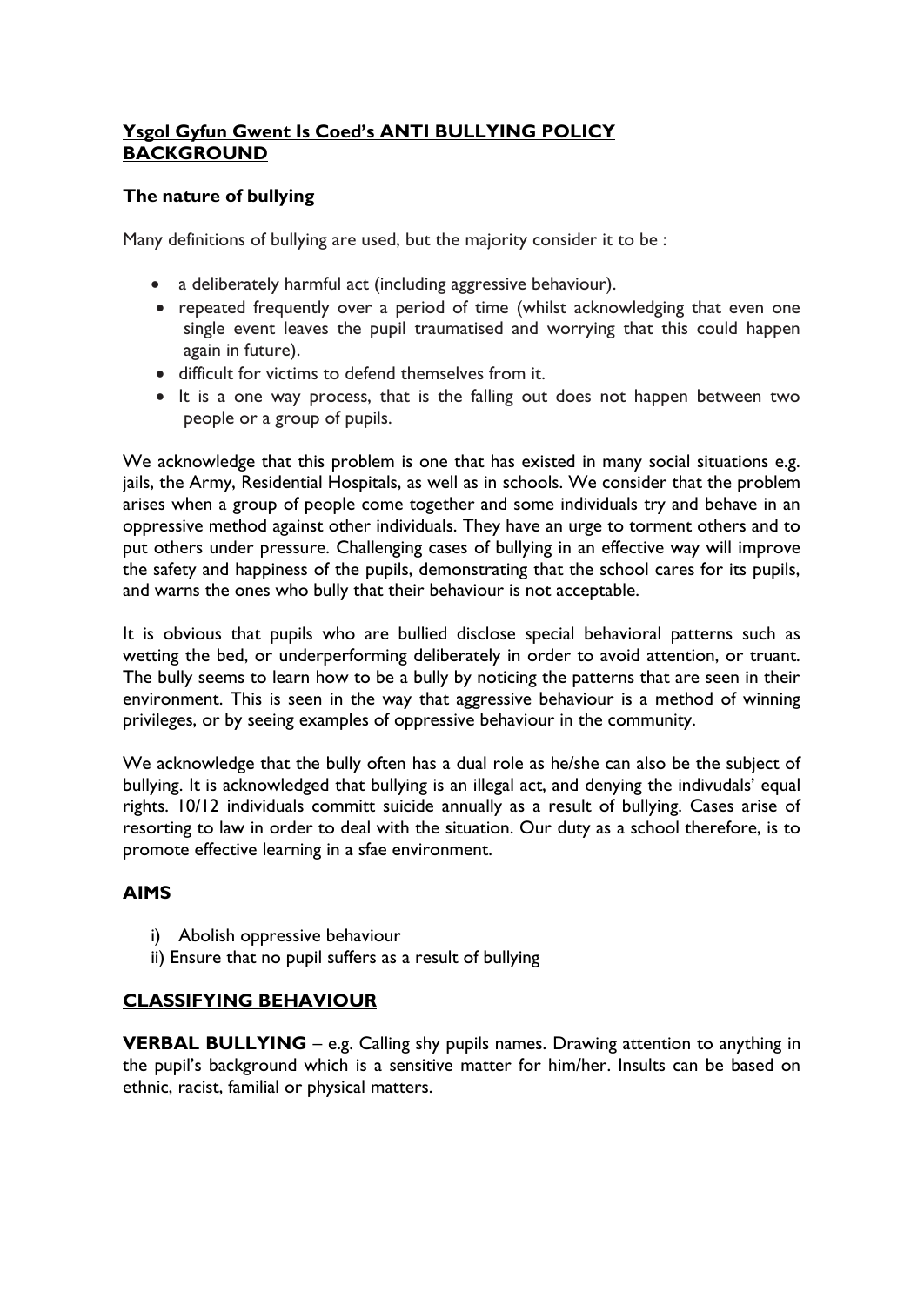## Ysgol Gyfun Gwent Is Coed's ANTI BULLYING POLICY BACKGROUND

### The nature of bullying

Many definitions of bullying are used, but the majority consider it to be :

- a deliberately harmful act (including aggressive behaviour).
- repeated frequently over a period of time (whilst acknowledging that even one single event leaves the pupil traumatised and worrying that this could happen again in future).
- difficult for victims to defend themselves from it.
- It is a one way process, that is the falling out does not happen between two people or a group of pupils.

We acknowledge that this problem is one that has existed in many social situations e.g. jails, the Army, Residential Hospitals, as well as in schools. We consider that the problem arises when a group of people come together and some individuals try and behave in an oppressive method against other individuals. They have an urge to torment others and to put others under pressure. Challenging cases of bullying in an effective way will improve the safety and happiness of the pupils, demonstrating that the school cares for its pupils, and warns the ones who bully that their behaviour is not acceptable.

It is obvious that pupils who are bullied disclose special behavioral patterns such as wetting the bed, or underperforming deliberately in order to avoid attention, or truant. The bully seems to learn how to be a bully by noticing the patterns that are seen in their environment. This is seen in the way that aggressive behaviour is a method of winning privileges, or by seeing examples of oppressive behaviour in the community.

We acknowledge that the bully often has a dual role as he/she can also be the subject of bullying. It is acknowledged that bullying is an illegal act, and denying the indivudals' equal rights. 10/12 individuals committ suicide annually as a result of bullying. Cases arise of resorting to law in order to deal with the situation. Our duty as a school therefore, is to promote effective learning in a sfae environment.

### AIMS

i) Abolish oppressive behaviour
ii) Ensure that no pupil suffers as a result of bullying

### CLASSIFYING BEHAVIOUR

**VERBAL BULLYING** – e.g. Calling shy pupils names. Drawing attention to anything in the pupil's background which is a sensitive matter for him/her. Insults can be based on ethnic, racist, familial or physical matters.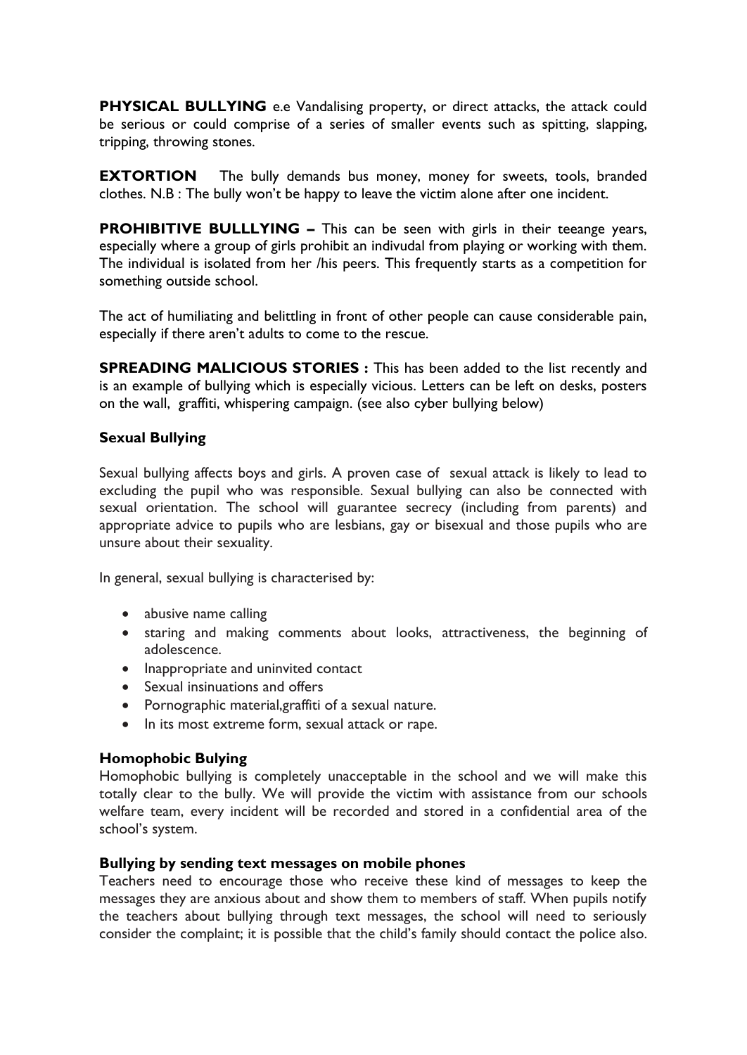**PHYSICAL BULLYING** e.e Vandalising property, or direct attacks, the attack could be serious or could comprise of a series of smaller events such as spitting, slapping, tripping, throwing stones.

**EXTORTION** The bully demands bus money, money for sweets, tools, branded clothes. N.B : The bully won't be happy to leave the victim alone after one incident.

**PROHIBITIVE BULLLYING –** This can be seen with girls in their teeange years, especially where a group of girls prohibit an indivudal from playing or working with them. The individual is isolated from her /his peers. This frequently starts as a competition for something outside school.

The act of humiliating and belittling in front of other people can cause considerable pain, especially if there aren't adults to come to the rescue.

**SPREADING MALICIOUS STORIES :** This has been added to the list recently and is an example of bullying which is especially vicious. Letters can be left on desks, posters on the wall, graffiti, whispering campaign. (see also cyber bullying below)

### Sexual Bullying

Sexual bullying affects boys and girls. A proven case of sexual attack is likely to lead to excluding the pupil who was responsible. Sexual bullying can also be connected with sexual orientation. The school will guarantee secrecy (including from parents) and appropriate advice to pupils who are lesbians, gay or bisexual and those pupils who are unsure about their sexuality.

In general, sexual bullying is characterised by:

- abusive name calling
- staring and making comments about looks, attractiveness, the beginning of adolescence.
- Inappropriate and uninvited contact
- Sexual insinuations and offers
- Pornographic material,graffiti of a sexual nature.
- In its most extreme form, sexual attack or rape.

### Homophobic Bulying

Homophobic bullying is completely unacceptable in the school and we will make this totally clear to the bully. We will provide the victim with assistance from our schools welfare team, every incident will be recorded and stored in a confidential area of the school's system.

### Bullying by sending text messages on mobile phones

Teachers need to encourage those who receive these kind of messages to keep the messages they are anxious about and show them to members of staff. When pupils notify the teachers about bullying through text messages, the school will need to seriously consider the complaint; it is possible that the child's family should contact the police also.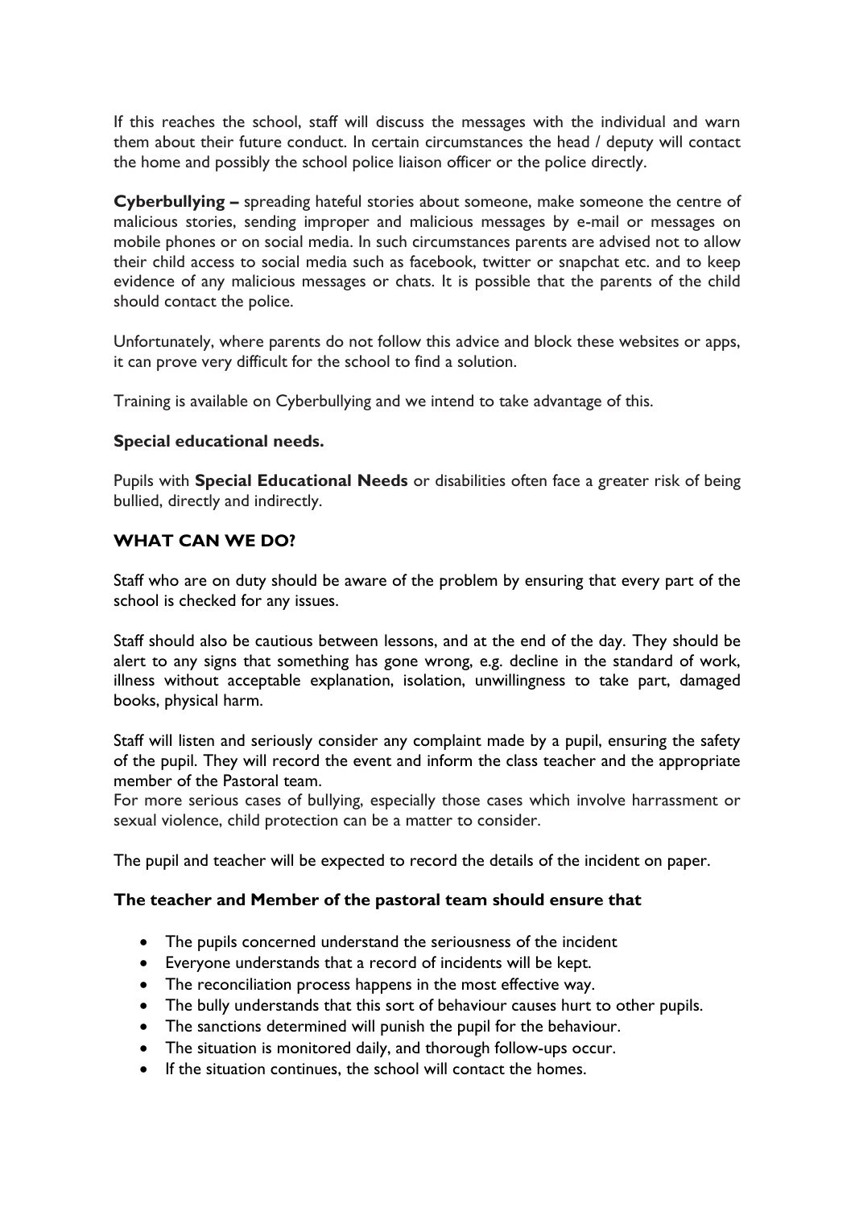If this reaches the school, staff will discuss the messages with the individual and warn them about their future conduct. In certain circumstances the head / deputy will contact the home and possibly the school police liaison officer or the police directly.

**Cyberbullying –** spreading hateful stories about someone, make someone the centre of malicious stories, sending improper and malicious messages by e-mail or messages on mobile phones or on social media. In such circumstances parents are advised not to allow their child access to social media such as facebook, twitter or snapchat etc. and to keep evidence of any malicious messages or chats. It is possible that the parents of the child should contact the police.

Unfortunately, where parents do not follow this advice and block these websites or apps, it can prove very difficult for the school to find a solution.

Training is available on Cyberbullying and we intend to take advantage of this.

**Special educational needs.**

Pupils with **Special Educational Needs** or disabilities often face a greater risk of being bullied, directly and indirectly.

## WHAT CAN WE DO?

Staff who are on duty should be aware of the problem by ensuring that every part of the school is checked for any issues.

Staff should also be cautious between lessons, and at the end of the day. They should be alert to any signs that something has gone wrong, e.g. decline in the standard of work, illness without acceptable explanation, isolation, unwillingness to take part, damaged books, physical harm.

Staff will listen and seriously consider any complaint made by a pupil, ensuring the safety of the pupil. They will record the event and inform the class teacher and the appropriate member of the Pastoral team.
For more serious cases of bullying, especially those cases which involve harrassment or sexual violence, child protection can be a matter to consider.

The pupil and teacher will be expected to record the details of the incident on paper.

**The teacher and Member of the pastoral team should ensure that**

- The pupils concerned understand the seriousness of the incident
- Everyone understands that a record of incidents will be kept.
- The reconciliation process happens in the most effective way.
- The bully understands that this sort of behaviour causes hurt to other pupils.
- The sanctions determined will punish the pupil for the behaviour.
- The situation is monitored daily, and thorough follow-ups occur.
- If the situation continues, the school will contact the homes.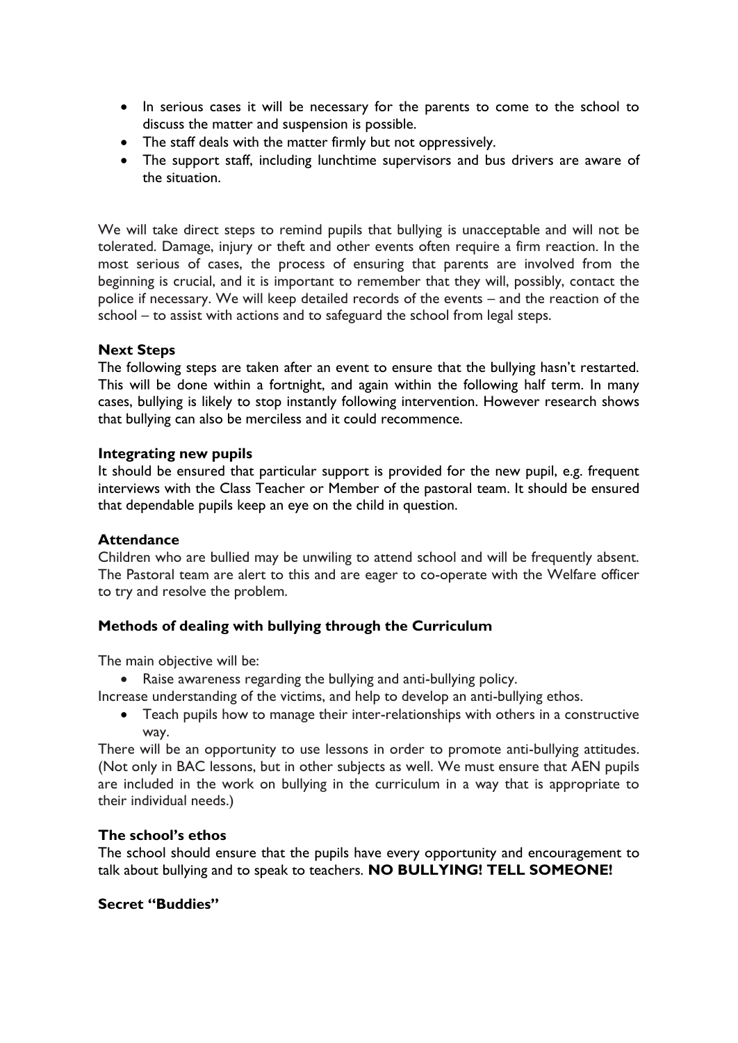- In serious cases it will be necessary for the parents to come to the school to discuss the matter and suspension is possible.
- The staff deals with the matter firmly but not oppressively.
- The support staff, including lunchtime supervisors and bus drivers are aware of the situation.

We will take direct steps to remind pupils that bullying is unacceptable and will not be tolerated. Damage, injury or theft and other events often require a firm reaction. In the most serious of cases, the process of ensuring that parents are involved from the beginning is crucial, and it is important to remember that they will, possibly, contact the police if necessary. We will keep detailed records of the events – and the reaction of the school – to assist with actions and to safeguard the school from legal steps.

**Next Steps**

The following steps are taken after an event to ensure that the bullying hasn't restarted. This will be done within a fortnight, and again within the following half term. In many cases, bullying is likely to stop instantly following intervention. However research shows that bullying can also be merciless and it could recommence.

**Integrating new pupils**

It should be ensured that particular support is provided for the new pupil, e.g. frequent interviews with the Class Teacher or Member of the pastoral team. It should be ensured that dependable pupils keep an eye on the child in question.

**Attendance**

Children who are bullied may be unwiling to attend school and will be frequently absent. The Pastoral team are alert to this and are eager to co-operate with the Welfare officer to try and resolve the problem.

**Methods of dealing with bullying through the Curriculum**

The main objective will be:

- Raise awareness regarding the bullying and anti-bullying policy.

Increase understanding of the victims, and help to develop an anti-bullying ethos.

- Teach pupils how to manage their inter-relationships with others in a constructive way.

There will be an opportunity to use lessons in order to promote anti-bullying attitudes. (Not only in BAC lessons, but in other subjects as well. We must ensure that AEN pupils are included in the work on bullying in the curriculum in a way that is appropriate to their individual needs.)

**The school's ethos**

The school should ensure that the pupils have every opportunity and encouragement to talk about bullying and to speak to teachers. **NO BULLYING! TELL SOMEONE!**

**Secret "Buddies"**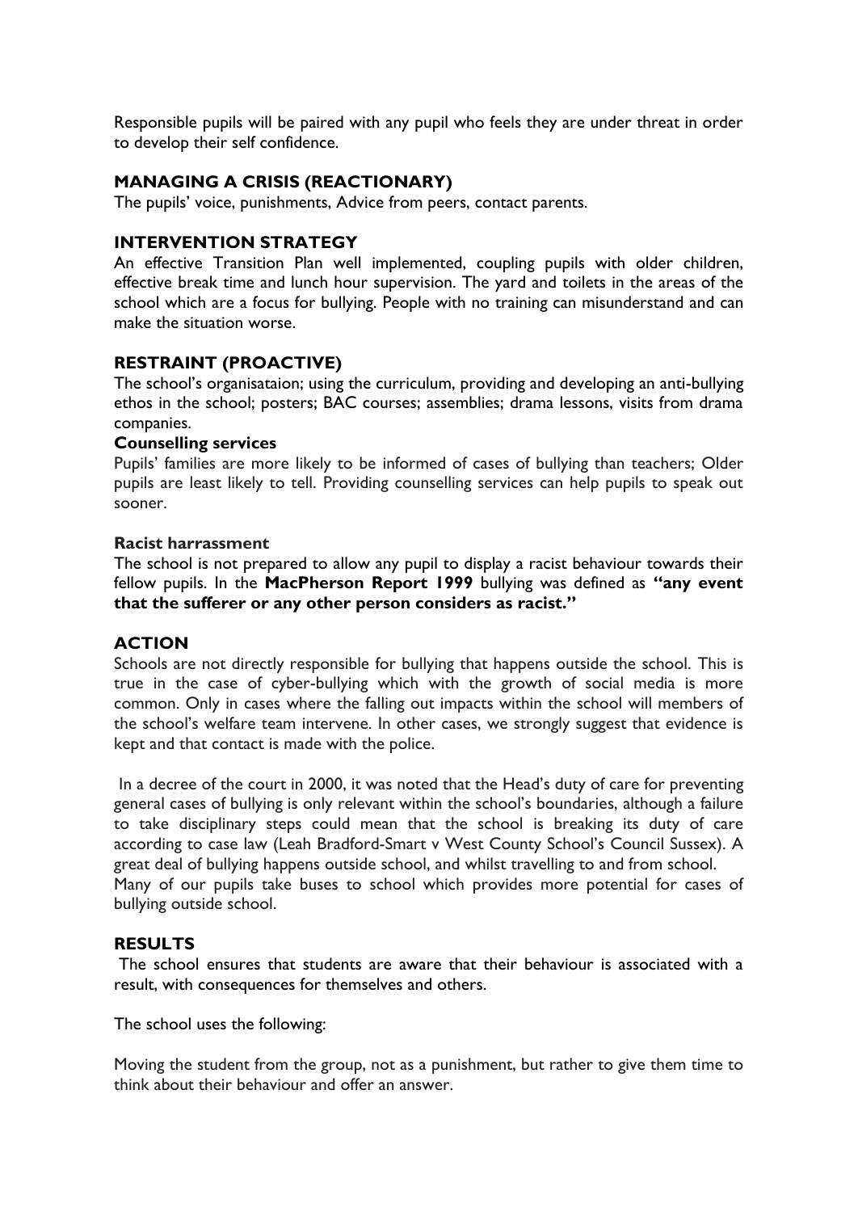Responsible pupils will be paired with any pupil who feels they are under threat in order to develop their self confidence.

## MANAGING A CRISIS (REACTIONARY)

The pupils' voice, punishments, Advice from peers, contact parents.

## INTERVENTION STRATEGY

An effective Transition Plan well implemented, coupling pupils with older children, effective break time and lunch hour supervision. The yard and toilets in the areas of the school which are a focus for bullying. People with no training can misunderstand and can make the situation worse.

## RESTRAINT (PROACTIVE)

The school's organisataion; using the curriculum, providing and developing an anti-bullying ethos in the school; posters; BAC courses; assemblies; drama lessons, visits from drama companies.

### Counselling services

Pupils' families are more likely to be informed of cases of bullying than teachers; Older pupils are least likely to tell. Providing counselling services can help pupils to speak out sooner.

### Racist harrassment

The school is not prepared to allow any pupil to display a racist behaviour towards their fellow pupils. In the **MacPherson Report 1999** bullying was defined as **"any event that the sufferer or any other person considers as racist."**

## ACTION

Schools are not directly responsible for bullying that happens outside the school. This is true in the case of cyber-bullying which with the growth of social media is more common. Only in cases where the falling out impacts within the school will members of the school's welfare team intervene. In other cases, we strongly suggest that evidence is kept and that contact is made with the police.

In a decree of the court in 2000, it was noted that the Head's duty of care for preventing general cases of bullying is only relevant within the school's boundaries, although a failure to take disciplinary steps could mean that the school is breaking its duty of care according to case law (Leah Bradford-Smart v West County School's Council Sussex). A great deal of bullying happens outside school, and whilst travelling to and from school. Many of our pupils take buses to school which provides more potential for cases of bullying outside school.

## RESULTS

The school ensures that students are aware that their behaviour is associated with a result, with consequences for themselves and others.

The school uses the following:

Moving the student from the group, not as a punishment, but rather to give them time to think about their behaviour and offer an answer.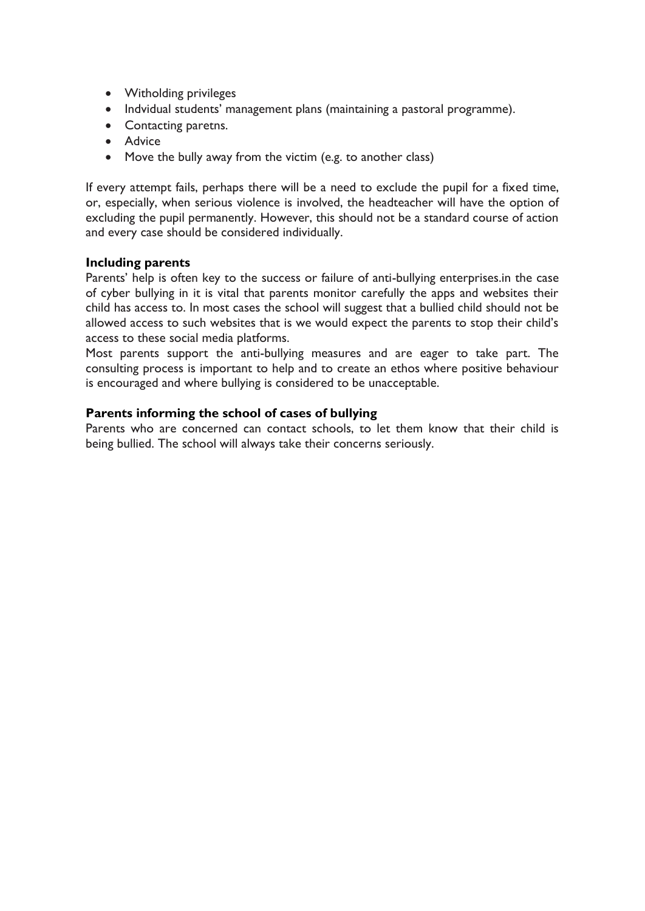- Witholding privileges
- Indvidual students' management plans (maintaining a pastoral programme).
- Contacting paretns.
- Advice
- Move the bully away from the victim (e.g. to another class)

If every attempt fails, perhaps there will be a need to exclude the pupil for a fixed time, or, especially, when serious violence is involved, the headteacher will have the option of excluding the pupil permanently. However, this should not be a standard course of action and every case should be considered individually.

**Including parents**

Parents' help is often key to the success or failure of anti-bullying enterprises.in the case of cyber bullying in it is vital that parents monitor carefully the apps and websites their child has access to. In most cases the school will suggest that a bullied child should not be allowed access to such websites that is we would expect the parents to stop their child's access to these social media platforms.

Most parents support the anti-bullying measures and are eager to take part. The consulting process is important to help and to create an ethos where positive behaviour is encouraged and where bullying is considered to be unacceptable.

**Parents informing the school of cases of bullying**

Parents who are concerned can contact schools, to let them know that their child is being bullied. The school will always take their concerns seriously.